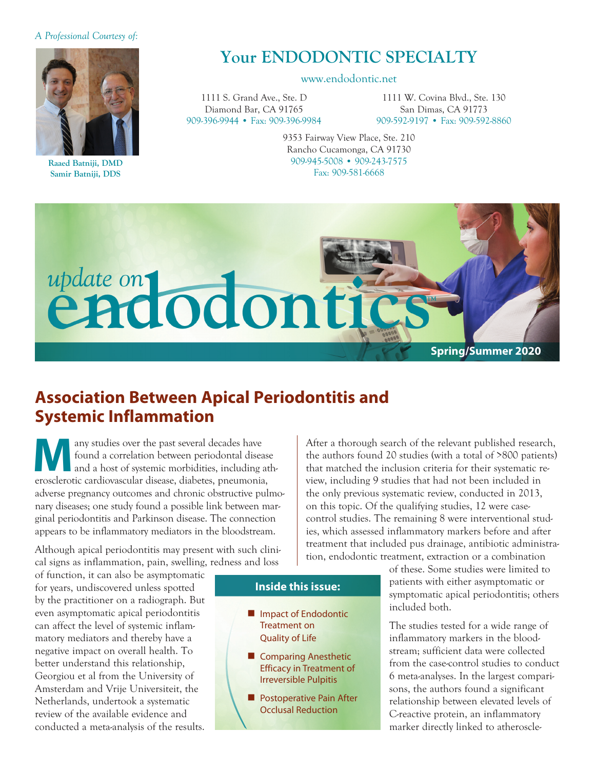*A Professional Courtesy of:*

**Raaed Batniji, DMD**
**Samir Batniji, DDS**

# Your ENDODONTIC SPECIALTY

www.endodontic.net

1111 S. Grand Ave., Ste. D
Diamond Bar, CA 91765
909-396-9944 • Fax: 909-396-9984

1111 W. Covina Blvd., Ste. 130
San Dimas, CA 91773
909-592-9197 • Fax: 909-592-8860

9353 Fairway View Place, Ste. 210
Rancho Cucamonga, CA 91730
909-945-5008 • 909-243-7575
Fax: 909-581-6668

*update on* **endodontics**™

**Spring/Summer 2020**

## Association Between Apical Periodontitis and Systemic Inflammation

Many studies over the past several decades have found a correlation between periodontal disease and a host of systemic morbidities, including atherosclerotic cardiovascular disease, diabetes, pneumonia, adverse pregnancy outcomes and chronic obstructive pulmonary diseases; one study found a possible link between marginal periodontitis and Parkinson disease. The connection appears to be inflammatory mediators in the bloodstream.

Although apical periodontitis may present with such clinical signs as inflammation, pain, swelling, redness and loss of function, it can also be asymptomatic for years, undiscovered unless spotted by the practitioner on a radiograph. But even asymptomatic apical periodontitis can affect the level of systemic inflammatory mediators and thereby have a negative impact on overall health. To better understand this relationship, Georgiou et al from the University of Amsterdam and Vrije Universiteit, the Netherlands, undertook a systematic review of the available evidence and conducted a meta-analysis of the results.

After a thorough search of the relevant published research, the authors found 20 studies (with a total of >800 patients) that matched the inclusion criteria for their systematic review, including 9 studies that had not been included in the only previous systematic review, conducted in 2013, on this topic. Of the qualifying studies, 12 were case-control studies. The remaining 8 were interventional studies, which assessed inflammatory markers before and after treatment that included pus drainage, antibiotic administration, endodontic treatment, extraction or a combination of these. Some studies were limited to patients with either asymptomatic or symptomatic apical periodontitis; others included both.

The studies tested for a wide range of inflammatory markers in the bloodstream; sufficient data were collected from the case-control studies to conduct 6 meta-analyses. In the largest comparisons, the authors found a significant relationship between elevated levels of C-reactive protein, an inflammatory marker directly linked to atheroscle-

**Inside this issue:**

- Impact of Endodontic Treatment on Quality of Life
- Comparing Anesthetic Efficacy in Treatment of Irreversible Pulpitis
- Postoperative Pain After Occlusal Reduction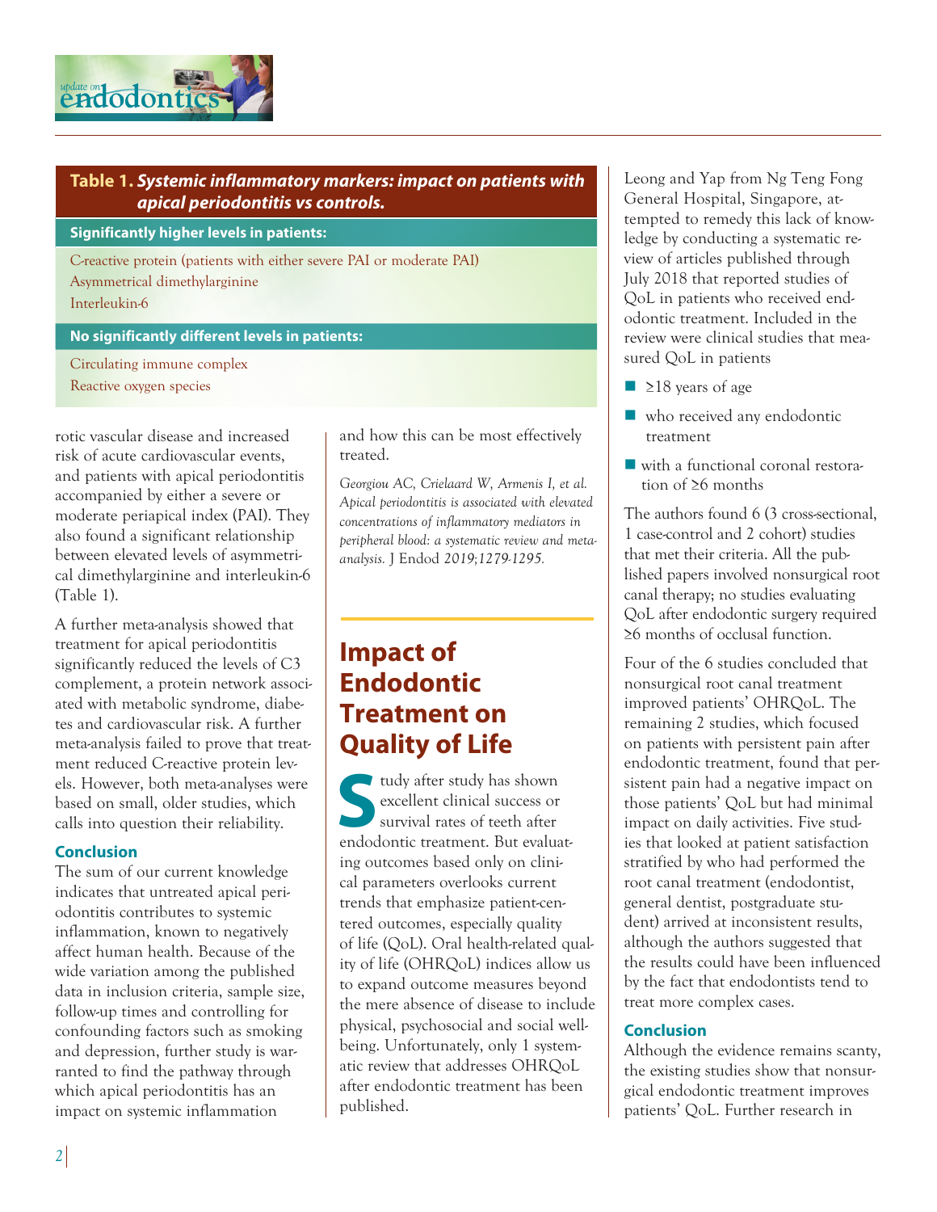**Table 1. *Systemic inflammatory markers: impact on patients with apical periodontitis vs controls.***

| Significantly higher levels in patients: |
|---|
| C-reactive protein (patients with either severe PAI or moderate PAI) |
| Asymmetrical dimethylarginine |
| Interleukin-6 |
| **No significantly different levels in patients:** |
| Circulating immune complex |
| Reactive oxygen species |

rotic vascular disease and increased risk of acute cardiovascular events, and patients with apical periodontitis accompanied by either a severe or moderate periapical index (PAI). They also found a significant relationship between elevated levels of asymmetrical dimethylarginine and interleukin-6 (Table 1).

A further meta-analysis showed that treatment for apical periodontitis significantly reduced the levels of C3 complement, a protein network associated with metabolic syndrome, diabetes and cardiovascular risk. A further meta-analysis failed to prove that treatment reduced C-reactive protein levels. However, both meta-analyses were based on small, older studies, which calls into question their reliability.

### Conclusion

The sum of our current knowledge indicates that untreated apical periodontitis contributes to systemic inflammation, known to negatively affect human health. Because of the wide variation among the published data in inclusion criteria, sample size, follow-up times and controlling for confounding factors such as smoking and depression, further study is warranted to find the pathway through which apical periodontitis has an impact on systemic inflammation and how this can be most effectively treated.

*Georgiou AC, Crielaard W, Armenis I, et al. Apical periodontitis is associated with elevated concentrations of inflammatory mediators in peripheral blood: a systematic review and meta-analysis.* J Endod *2019;1279-1295.*

## Impact of Endodontic Treatment on Quality of Life

Study after study has shown excellent clinical success or survival rates of teeth after endodontic treatment. But evaluating outcomes based only on clinical parameters overlooks current trends that emphasize patient-centered outcomes, especially quality of life (QoL). Oral health-related quality of life (OHRQoL) indices allow us to expand outcome measures beyond the mere absence of disease to include physical, psychosocial and social well-being. Unfortunately, only 1 systematic review that addresses OHRQoL after endodontic treatment has been published.

Leong and Yap from Ng Teng Fong General Hospital, Singapore, attempted to remedy this lack of knowledge by conducting a systematic review of articles published through July 2018 that reported studies of QoL in patients who received endodontic treatment. Included in the review were clinical studies that measured QoL in patients

- ≥18 years of age
- who received any endodontic treatment
- with a functional coronal restoration of ≥6 months

The authors found 6 (3 cross-sectional, 1 case-control and 2 cohort) studies that met their criteria. All the published papers involved nonsurgical root canal therapy; no studies evaluating QoL after endodontic surgery required ≥6 months of occlusal function.

Four of the 6 studies concluded that nonsurgical root canal treatment improved patients' OHRQoL. The remaining 2 studies, which focused on patients with persistent pain after endodontic treatment, found that persistent pain had a negative impact on those patients' QoL but had minimal impact on daily activities. Five studies that looked at patient satisfaction stratified by who had performed the root canal treatment (endodontist, general dentist, postgraduate student) arrived at inconsistent results, although the authors suggested that the results could have been influenced by the fact that endodontists tend to treat more complex cases.

### Conclusion

Although the evidence remains scanty, the existing studies show that nonsurgical endodontic treatment improves patients' QoL. Further research in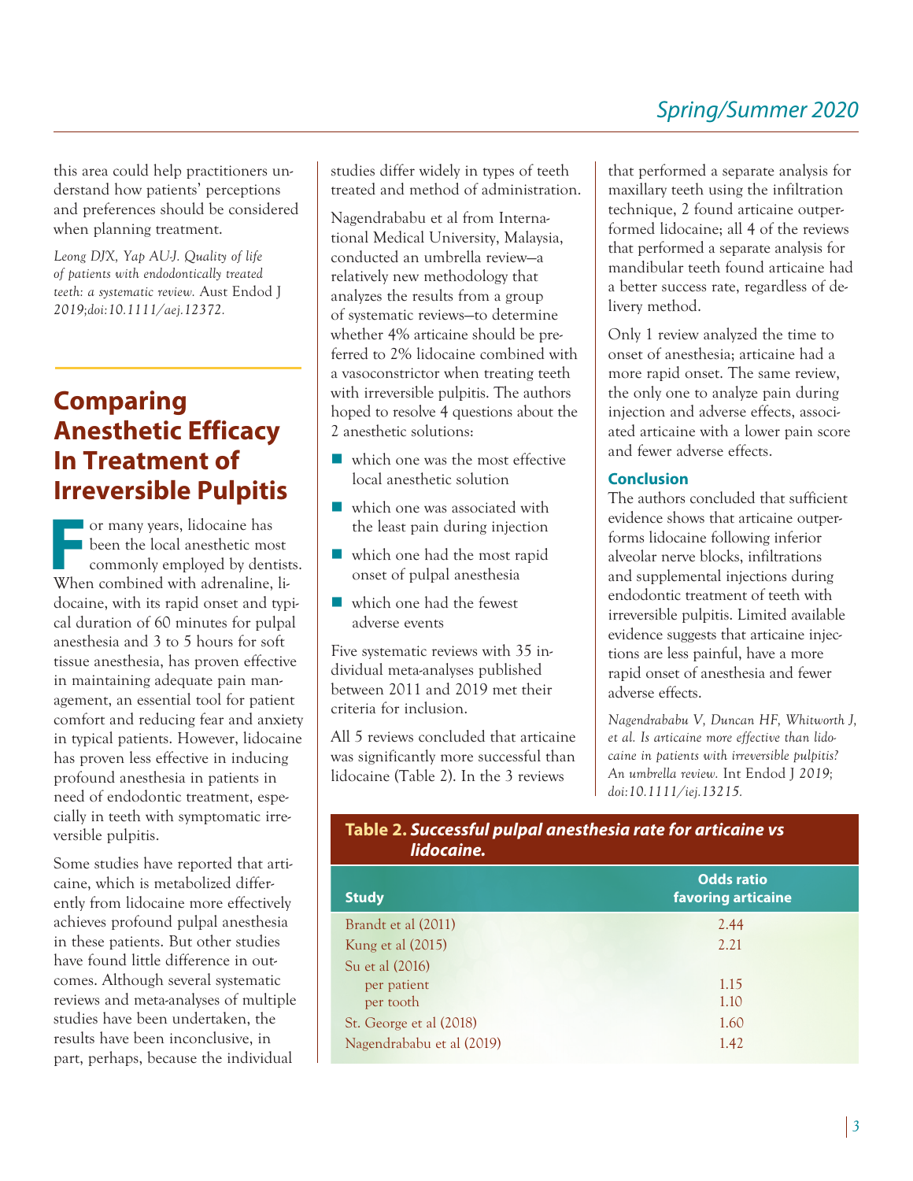this area could help practitioners understand how patients' perceptions and preferences should be considered when planning treatment.

*Leong DJX, Yap AU-J. Quality of life of patients with endodontically treated teeth: a systematic review.* Aust Endod J *2019;doi:10.1111/aej.12372.*

## Comparing Anesthetic Efficacy In Treatment of Irreversible Pulpitis

For many years, lidocaine has been the local anesthetic most commonly employed by dentists. When combined with adrenaline, lidocaine, with its rapid onset and typical duration of 60 minutes for pulpal anesthesia and 3 to 5 hours for soft tissue anesthesia, has proven effective in maintaining adequate pain management, an essential tool for patient comfort and reducing fear and anxiety in typical patients. However, lidocaine has proven less effective in inducing profound anesthesia in patients in need of endodontic treatment, especially in teeth with symptomatic irreversible pulpitis.

Some studies have reported that articaine, which is metabolized differently from lidocaine more effectively achieves profound pulpal anesthesia in these patients. But other studies have found little difference in outcomes. Although several systematic reviews and meta-analyses of multiple studies have been undertaken, the results have been inconclusive, in part, perhaps, because the individual studies differ widely in types of teeth treated and method of administration.

Nagendrababu et al from International Medical University, Malaysia, conducted an umbrella review—a relatively new methodology that analyzes the results from a group of systematic reviews—to determine whether 4% articaine should be preferred to 2% lidocaine combined with a vasoconstrictor when treating teeth with irreversible pulpitis. The authors hoped to resolve 4 questions about the 2 anesthetic solutions:

- which one was the most effective local anesthetic solution
- which one was associated with the least pain during injection
- which one had the most rapid onset of pulpal anesthesia
- which one had the fewest adverse events

Five systematic reviews with 35 individual meta-analyses published between 2011 and 2019 met their criteria for inclusion.

All 5 reviews concluded that articaine was significantly more successful than lidocaine (Table 2). In the 3 reviews that performed a separate analysis for maxillary teeth using the infiltration technique, 2 found articaine outperformed lidocaine; all 4 of the reviews that performed a separate analysis for mandibular teeth found articaine had a better success rate, regardless of delivery method.

Only 1 review analyzed the time to onset of anesthesia; articaine had a more rapid onset. The same review, the only one to analyze pain during injection and adverse effects, associated articaine with a lower pain score and fewer adverse effects.

### Conclusion

The authors concluded that sufficient evidence shows that articaine outperforms lidocaine following inferior alveolar nerve blocks, infiltrations and supplemental injections during endodontic treatment of teeth with irreversible pulpitis. Limited available evidence suggests that articaine injections are less painful, have a more rapid onset of anesthesia and fewer adverse effects.

*Nagendrababu V, Duncan HF, Whitworth J, et al. Is articaine more effective than lidocaine in patients with irreversible pulpitis? An umbrella review.* Int Endod J *2019; doi:10.1111/iej.13215.*

**Table 2.** ***Successful pulpal anesthesia rate for articaine vs lidocaine.***

| Study | Odds ratio favoring articaine |
|---|---|
| Brandt et al (2011) | 2.44 |
| Kung et al (2015) | 2.21 |
| Su et al (2016) | |
| per patient | 1.15 |
| per tooth | 1.10 |
| St. George et al (2018) | 1.60 |
| Nagendrababu et al (2019) | 1.42 |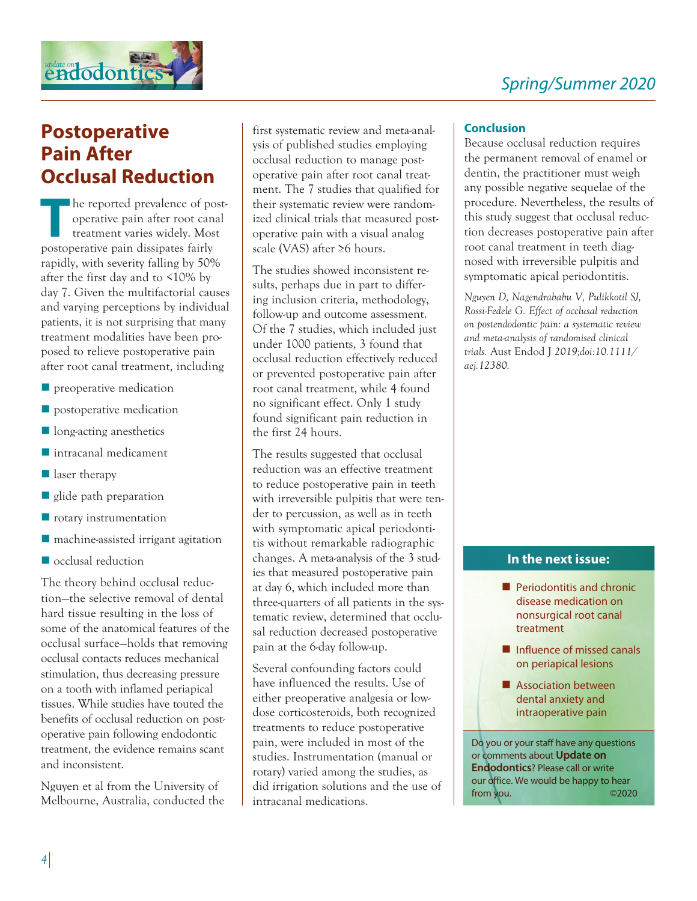# Postoperative Pain After Occlusal Reduction

The reported prevalence of postoperative pain after root canal treatment varies widely. Most postoperative pain dissipates fairly rapidly, with severity falling by 50% after the first day and to <10% by day 7. Given the multifactorial causes and varying perceptions by individual patients, it is not surprising that many treatment modalities have been proposed to relieve postoperative pain after root canal treatment, including

- preoperative medication
- postoperative medication
- long-acting anesthetics
- intracanal medicament
- laser therapy
- glide path preparation
- rotary instrumentation
- machine-assisted irrigant agitation
- occlusal reduction

The theory behind occlusal reduction—the selective removal of dental hard tissue resulting in the loss of some of the anatomical features of the occlusal surface—holds that removing occlusal contacts reduces mechanical stimulation, thus decreasing pressure on a tooth with inflamed periapical tissues. While studies have touted the benefits of occlusal reduction on postoperative pain following endodontic treatment, the evidence remains scant and inconsistent.

Nguyen et al from the University of Melbourne, Australia, conducted the first systematic review and meta-analysis of published studies employing occlusal reduction to manage postoperative pain after root canal treatment. The 7 studies that qualified for their systematic review were randomized clinical trials that measured postoperative pain with a visual analog scale (VAS) after ≥6 hours.

The studies showed inconsistent results, perhaps due in part to differing inclusion criteria, methodology, follow-up and outcome assessment. Of the 7 studies, which included just under 1000 patients, 3 found that occlusal reduction effectively reduced or prevented postoperative pain after root canal treatment, while 4 found no significant effect. Only 1 study found significant pain reduction in the first 24 hours.

The results suggested that occlusal reduction was an effective treatment to reduce postoperative pain in teeth with irreversible pulpitis that were tender to percussion, as well as in teeth with symptomatic apical periodontitis without remarkable radiographic changes. A meta-analysis of the 3 studies that measured postoperative pain at day 6, which included more than three-quarters of all patients in the systematic review, determined that occlusal reduction decreased postoperative pain at the 6-day follow-up.

Several confounding factors could have influenced the results. Use of either preoperative analgesia or low-dose corticosteroids, both recognized treatments to reduce postoperative pain, were included in most of the studies. Instrumentation (manual or rotary) varied among the studies, as did irrigation solutions and the use of intracanal medications.

## Conclusion

Because occlusal reduction requires the permanent removal of enamel or dentin, the practitioner must weigh any possible negative sequelae of the procedure. Nevertheless, the results of this study suggest that occlusal reduction decreases postoperative pain after root canal treatment in teeth diagnosed with irreversible pulpitis and symptomatic apical periodontitis.

*Nguyen D, Nagendrababu V, Pulikkotil SJ, Rossi-Fedele G. Effect of occlusal reduction on postendodontic pain: a systematic review and meta-analysis of randomised clinical trials.* Aust Endod J *2019;doi:10.1111/aej.12380.*

## In the next issue:

- Periodontitis and chronic disease medication on nonsurgical root canal treatment
- Influence of missed canals on periapical lesions
- Association between dental anxiety and intraoperative pain

Do you or your staff have any questions or comments about **Update on Endodontics**? Please call or write our office. We would be happy to hear from you. ©2020